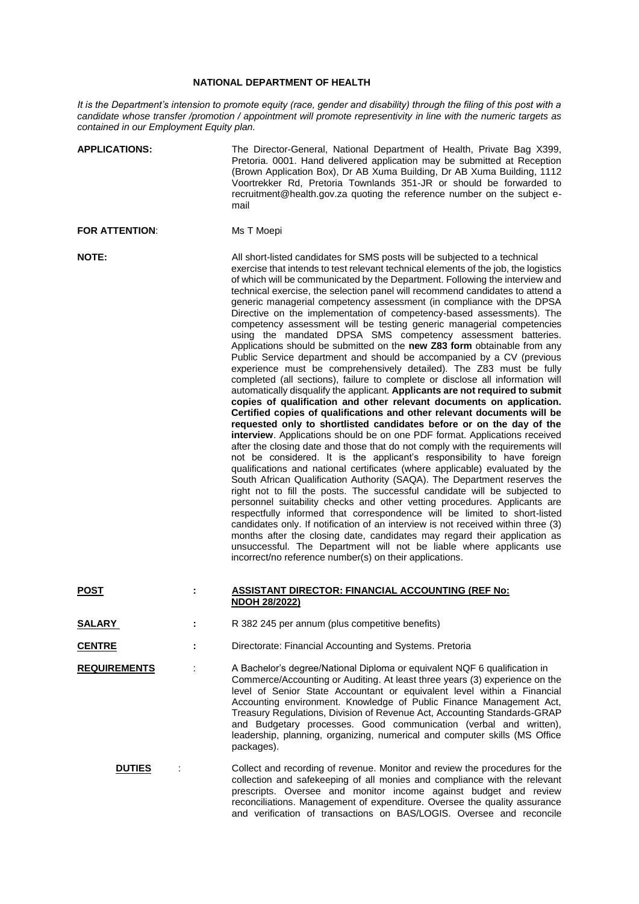# NATIONAL DEPARTMENT OF HEALTH

*It is the Department's intension to promote equity (race, gender and disability) through the filing of this post with a candidate whose transfer /promotion / appointment will promote representivity in line with the numeric targets as contained in our Employment Equity plan.*

**APPLICATIONS:** The Director-General, National Department of Health, Private Bag X399, Pretoria. 0001. Hand delivered application may be submitted at Reception (Brown Application Box), Dr AB Xuma Building, Dr AB Xuma Building, 1112 Voortrekker Rd, Pretoria Townlands 351-JR or should be forwarded to recruitment@health.gov.za quoting the reference number on the subject e-mail

**FOR ATTENTION**: Ms T Moepi

**NOTE:** All short-listed candidates for SMS posts will be subjected to a technical exercise that intends to test relevant technical elements of the job, the logistics of which will be communicated by the Department. Following the interview and technical exercise, the selection panel will recommend candidates to attend a generic managerial competency assessment (in compliance with the DPSA Directive on the implementation of competency-based assessments). The competency assessment will be testing generic managerial competencies using the mandated DPSA SMS competency assessment batteries. Applications should be submitted on the **new Z83 form** obtainable from any Public Service department and should be accompanied by a CV (previous experience must be comprehensively detailed). The Z83 must be fully completed (all sections), failure to complete or disclose all information will automatically disqualify the applicant. **Applicants are not required to submit copies of qualification and other relevant documents on application. Certified copies of qualifications and other relevant documents will be requested only to shortlisted candidates before or on the day of the interview**. Applications should be on one PDF format. Applications received after the closing date and those that do not comply with the requirements will not be considered. It is the applicant's responsibility to have foreign qualifications and national certificates (where applicable) evaluated by the South African Qualification Authority (SAQA). The Department reserves the right not to fill the posts. The successful candidate will be subjected to personnel suitability checks and other vetting procedures. Applicants are respectfully informed that correspondence will be limited to short-listed candidates only. If notification of an interview is not received within three (3) months after the closing date, candidates may regard their application as unsuccessful. The Department will not be liable where applicants use incorrect/no reference number(s) on their applications.

**POST :** **ASSISTANT DIRECTOR: FINANCIAL ACCOUNTING (REF No: NDOH 28/2022)**

**SALARY :** R 382 245 per annum (plus competitive benefits)

**CENTRE :** Directorate: Financial Accounting and Systems. Pretoria

**REQUIREMENTS :** A Bachelor's degree/National Diploma or equivalent NQF 6 qualification in Commerce/Accounting or Auditing. At least three years (3) experience on the level of Senior State Accountant or equivalent level within a Financial Accounting environment. Knowledge of Public Finance Management Act, Treasury Regulations, Division of Revenue Act, Accounting Standards-GRAP and Budgetary processes. Good communication (verbal and written), leadership, planning, organizing, numerical and computer skills (MS Office packages).

**DUTIES :** Collect and recording of revenue. Monitor and review the procedures for the collection and safekeeping of all monies and compliance with the relevant prescripts. Oversee and monitor income against budget and review reconciliations. Management of expenditure. Oversee the quality assurance and verification of transactions on BAS/LOGIS. Oversee and reconcile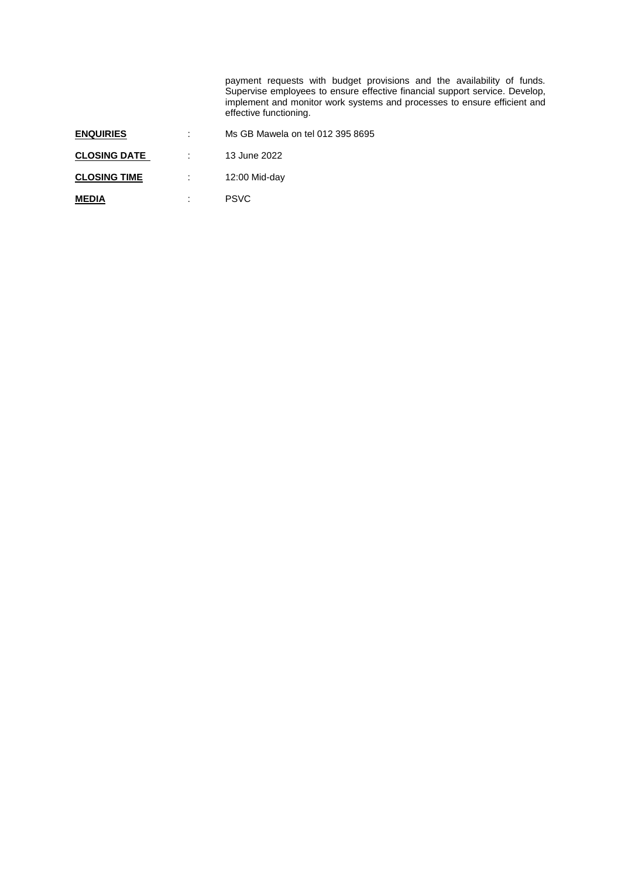payment requests with budget provisions and the availability of funds. Supervise employees to ensure effective financial support service. Develop, implement and monitor work systems and processes to ensure efficient and effective functioning.

**ENQUIRIES** : Ms GB Mawela on tel 012 395 8695

**CLOSING DATE** : 13 June 2022

**CLOSING TIME** : 12:00 Mid-day

**MEDIA** : PSVC